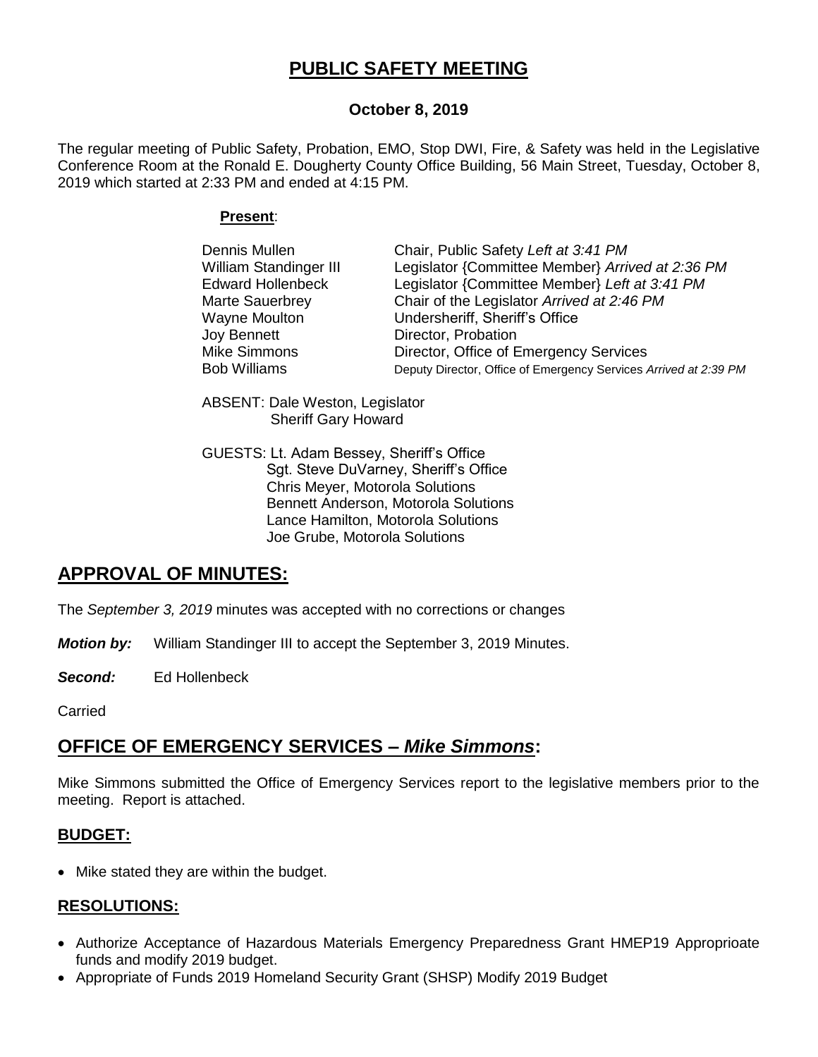# PUBLIC SAFETY MEETING

**October 8, 2019**

The regular meeting of Public Safety, Probation, EMO, Stop DWI, Fire, & Safety was held in the Legislative Conference Room at the Ronald E. Dougherty County Office Building, 56 Main Street, Tuesday, October 8, 2019 which started at 2:33 PM and ended at 4:15 PM.

**Present**:

| | |
|---|---|
| Dennis Mullen | Chair, Public Safety *Left at 3:41 PM* |
| William Standinger III | Legislator {Committee Member} *Arrived at 2:36 PM* |
| Edward Hollenbeck | Legislator {Committee Member} *Left at 3:41 PM* |
| Marte Sauerbrey | Chair of the Legislator *Arrived at 2:46 PM* |
| Wayne Moulton | Undersheriff, Sheriff's Office |
| Joy Bennett | Director, Probation |
| Mike Simmons | Director, Office of Emergency Services |
| Bob Williams | Deputy Director, Office of Emergency Services *Arrived at 2:39 PM* |

ABSENT: Dale Weston, Legislator
Sheriff Gary Howard

GUESTS: Lt. Adam Bessey, Sheriff's Office
Sgt. Steve DuVarney, Sheriff's Office
Chris Meyer, Motorola Solutions
Bennett Anderson, Motorola Solutions
Lance Hamilton, Motorola Solutions
Joe Grube, Motorola Solutions

## APPROVAL OF MINUTES:

The *September 3, 2019* minutes was accepted with no corrections or changes

***Motion by:*** William Standinger III to accept the September 3, 2019 Minutes.

***Second:*** Ed Hollenbeck

Carried

## OFFICE OF EMERGENCY SERVICES – *Mike Simmons*:

Mike Simmons submitted the Office of Emergency Services report to the legislative members prior to the meeting. Report is attached.

### BUDGET:

- Mike stated they are within the budget.

### RESOLUTIONS:

- Authorize Acceptance of Hazardous Materials Emergency Preparedness Grant HMEP19 Appropprioate funds and modify 2019 budget.
- Appropriate of Funds 2019 Homeland Security Grant (SHSP) Modify 2019 Budget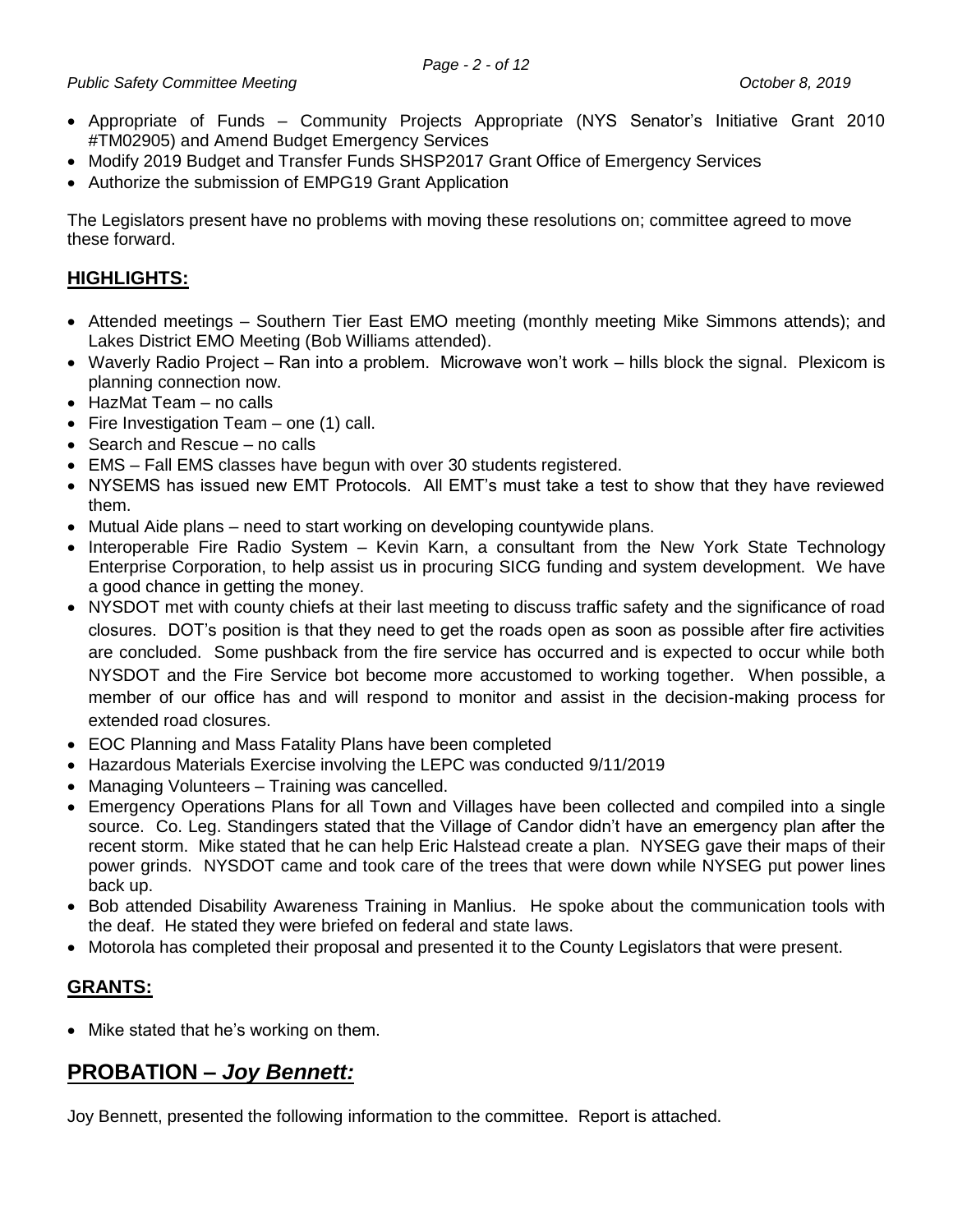- Appropriate of Funds – Community Projects Appropriate (NYS Senator's Initiative Grant 2010 #TM02905) and Amend Budget Emergency Services
- Modify 2019 Budget and Transfer Funds SHSP2017 Grant Office of Emergency Services
- Authorize the submission of EMPG19 Grant Application

The Legislators present have no problems with moving these resolutions on; committee agreed to move these forward.

## **HIGHLIGHTS:**

- Attended meetings – Southern Tier East EMO meeting (monthly meeting Mike Simmons attends); and Lakes District EMO Meeting (Bob Williams attended).
- Waverly Radio Project – Ran into a problem. Microwave won't work – hills block the signal. Plexicom is planning connection now.
- HazMat Team – no calls
- Fire Investigation Team – one (1) call.
- Search and Rescue – no calls
- EMS – Fall EMS classes have begun with over 30 students registered.
- NYSEMS has issued new EMT Protocols. All EMT's must take a test to show that they have reviewed them.
- Mutual Aide plans – need to start working on developing countywide plans.
- Interoperable Fire Radio System – Kevin Karn, a consultant from the New York State Technology Enterprise Corporation, to help assist us in procuring SICG funding and system development. We have a good chance in getting the money.
- NYSDOT met with county chiefs at their last meeting to discuss traffic safety and the significance of road closures. DOT's position is that they need to get the roads open as soon as possible after fire activities are concluded. Some pushback from the fire service has occurred and is expected to occur while both NYSDOT and the Fire Service bot become more accustomed to working together. When possible, a member of our office has and will respond to monitor and assist in the decision-making process for extended road closures.
- EOC Planning and Mass Fatality Plans have been completed
- Hazardous Materials Exercise involving the LEPC was conducted 9/11/2019
- Managing Volunteers – Training was cancelled.
- Emergency Operations Plans for all Town and Villages have been collected and compiled into a single source. Co. Leg. Standingers stated that the Village of Candor didn't have an emergency plan after the recent storm. Mike stated that he can help Eric Halstead create a plan. NYSEG gave their maps of their power grinds. NYSDOT came and took care of the trees that were down while NYSEG put power lines back up.
- Bob attended Disability Awareness Training in Manlius. He spoke about the communication tools with the deaf. He stated they were briefed on federal and state laws.
- Motorola has completed their proposal and presented it to the County Legislators that were present.

## **GRANTS:**

- Mike stated that he's working on them.

# **PROBATION – *Joy Bennett:***

Joy Bennett, presented the following information to the committee. Report is attached.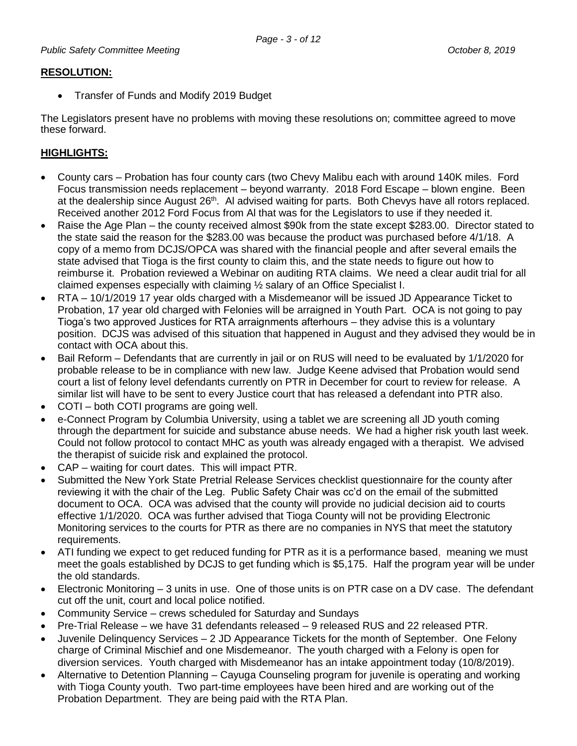## RESOLUTION:

- Transfer of Funds and Modify 2019 Budget

The Legislators present have no problems with moving these resolutions on; committee agreed to move these forward.

## HIGHLIGHTS:

- County cars – Probation has four county cars (two Chevy Malibu each with around 140K miles. Ford Focus transmission needs replacement – beyond warranty. 2018 Ford Escape – blown engine. Been at the dealership since August 26th. Al advised waiting for parts. Both Chevys have all rotors replaced. Received another 2012 Ford Focus from Al that was for the Legislators to use if they needed it.
- Raise the Age Plan – the county received almost $90k from the state except $283.00. Director stated to the state said the reason for the $283.00 was because the product was purchased before 4/1/18. A copy of a memo from DCJS/OPCA was shared with the financial people and after several emails the state advised that Tioga is the first county to claim this, and the state needs to figure out how to reimburse it. Probation reviewed a Webinar on auditing RTA claims. We need a clear audit trial for all claimed expenses especially with claiming ½ salary of an Office Specialist I.
- RTA – 10/1/2019 17 year olds charged with a Misdemeanor will be issued JD Appearance Ticket to Probation, 17 year old charged with Felonies will be arraigned in Youth Part. OCA is not going to pay Tioga's two approved Justices for RTA arraignments afterhours – they advise this is a voluntary position. DCJS was advised of this situation that happened in August and they advised they would be in contact with OCA about this.
- Bail Reform – Defendants that are currently in jail or on RUS will need to be evaluated by 1/1/2020 for probable release to be in compliance with new law. Judge Keene advised that Probation would send court a list of felony level defendants currently on PTR in December for court to review for release. A similar list will have to be sent to every Justice court that has released a defendant into PTR also.
- COTI – both COTI programs are going well.
- e-Connect Program by Columbia University, using a tablet we are screening all JD youth coming through the department for suicide and substance abuse needs. We had a higher risk youth last week. Could not follow protocol to contact MHC as youth was already engaged with a therapist. We advised the therapist of suicide risk and explained the protocol.
- CAP – waiting for court dates. This will impact PTR.
- Submitted the New York State Pretrial Release Services checklist questionnaire for the county after reviewing it with the chair of the Leg. Public Safety Chair was cc'd on the email of the submitted document to OCA. OCA was advised that the county will provide no judicial decision aid to courts effective 1/1/2020. OCA was further advised that Tioga County will not be providing Electronic Monitoring services to the courts for PTR as there are no companies in NYS that meet the statutory requirements.
- ATI funding we expect to get reduced funding for PTR as it is a performance based, meaning we must meet the goals established by DCJS to get funding which is $5,175. Half the program year will be under the old standards.
- Electronic Monitoring – 3 units in use. One of those units is on PTR case on a DV case. The defendant cut off the unit, court and local police notified.
- Community Service – crews scheduled for Saturday and Sundays
- Pre-Trial Release – we have 31 defendants released – 9 released RUS and 22 released PTR.
- Juvenile Delinquency Services – 2 JD Appearance Tickets for the month of September. One Felony charge of Criminal Mischief and one Misdemeanor. The youth charged with a Felony is open for diversion services. Youth charged with Misdemeanor has an intake appointment today (10/8/2019).
- Alternative to Detention Planning – Cayuga Counseling program for juvenile is operating and working with Tioga County youth. Two part-time employees have been hired and are working out of the Probation Department. They are being paid with the RTA Plan.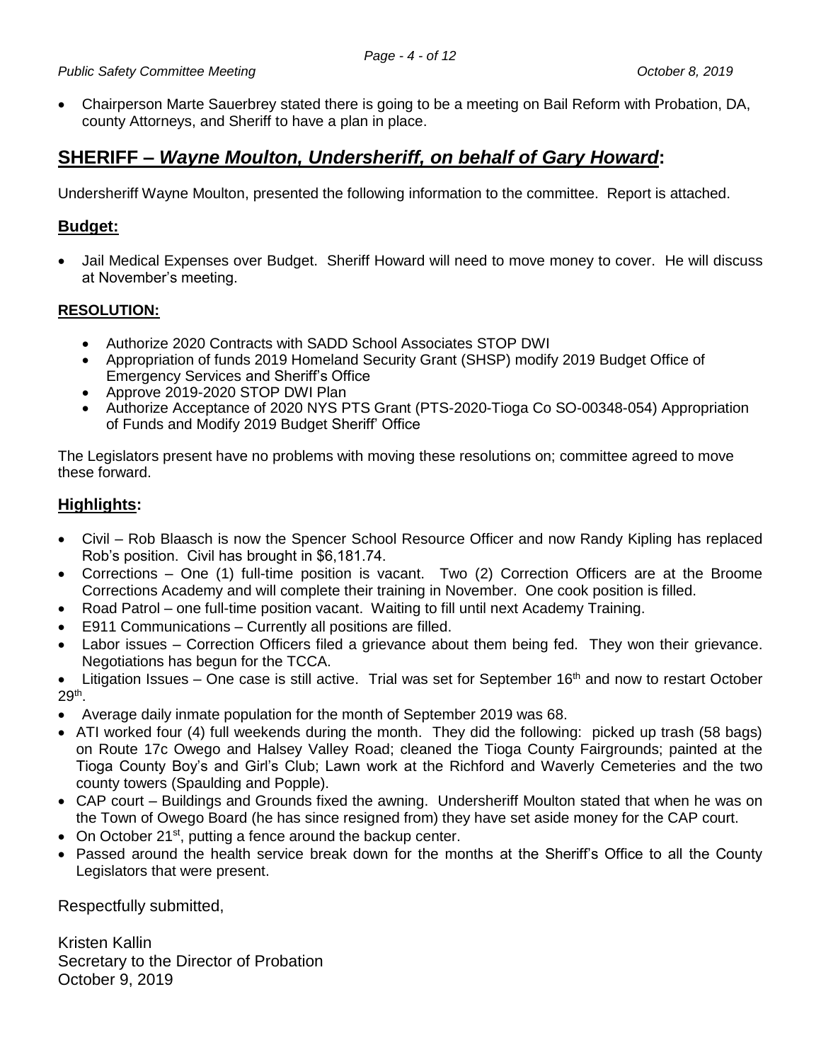- Chairperson Marte Sauerbrey stated there is going to be a meeting on Bail Reform with Probation, DA, county Attorneys, and Sheriff to have a plan in place.

## SHERIFF – *Wayne Moulton, Undersheriff, on behalf of Gary Howard*:

Undersheriff Wayne Moulton, presented the following information to the committee. Report is attached.

### Budget:

- Jail Medical Expenses over Budget. Sheriff Howard will need to move money to cover. He will discuss at November's meeting.

**RESOLUTION:**

- Authorize 2020 Contracts with SADD School Associates STOP DWI
- Appropriation of funds 2019 Homeland Security Grant (SHSP) modify 2019 Budget Office of Emergency Services and Sheriff's Office
- Approve 2019-2020 STOP DWI Plan
- Authorize Acceptance of 2020 NYS PTS Grant (PTS-2020-Tioga Co SO-00348-054) Appropriation of Funds and Modify 2019 Budget Sheriff' Office

The Legislators present have no problems with moving these resolutions on; committee agreed to move these forward.

### Highlights:

- Civil – Rob Blaasch is now the Spencer School Resource Officer and now Randy Kipling has replaced Rob's position. Civil has brought in $6,181.74.
- Corrections – One (1) full-time position is vacant. Two (2) Correction Officers are at the Broome Corrections Academy and will complete their training in November. One cook position is filled.
- Road Patrol – one full-time position vacant. Waiting to fill until next Academy Training.
- E911 Communications – Currently all positions are filled.
- Labor issues – Correction Officers filed a grievance about them being fed. They won their grievance. Negotiations has begun for the TCCA.
- Litigation Issues – One case is still active. Trial was set for September 16th and now to restart October 29th.
- Average daily inmate population for the month of September 2019 was 68.
- ATI worked four (4) full weekends during the month. They did the following: picked up trash (58 bags) on Route 17c Owego and Halsey Valley Road; cleaned the Tioga County Fairgrounds; painted at the Tioga County Boy's and Girl's Club; Lawn work at the Richford and Waverly Cemeteries and the two county towers (Spaulding and Popple).
- CAP court – Buildings and Grounds fixed the awning. Undersheriff Moulton stated that when he was on the Town of Owego Board (he has since resigned from) they have set aside money for the CAP court.
- On October 21st, putting a fence around the backup center.
- Passed around the health service break down for the months at the Sheriff's Office to all the County Legislators that were present.

Respectfully submitted,

Kristen Kallin
Secretary to the Director of Probation
October 9, 2019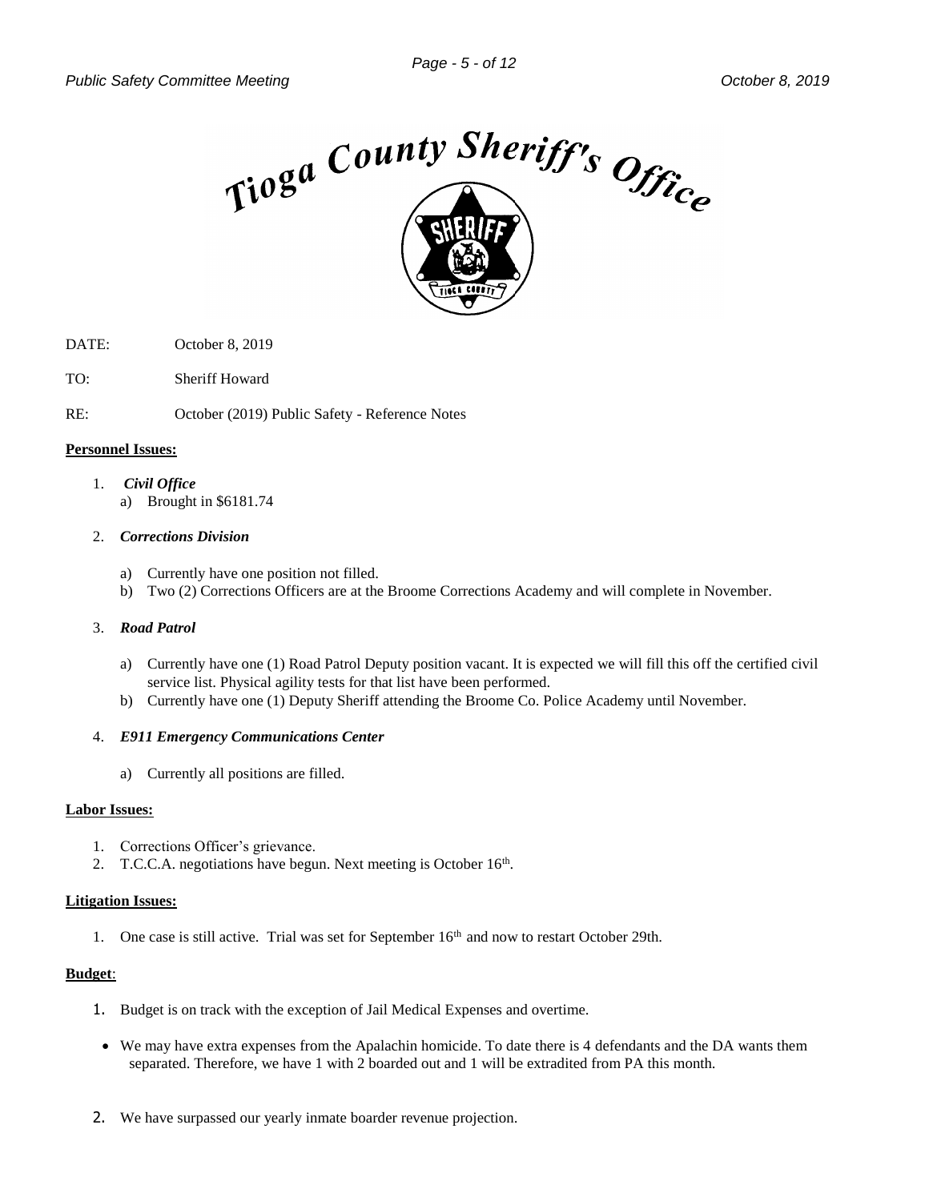# Tioga County Sheriff's Office

DATE: October 8, 2019

TO: Sheriff Howard

RE: October (2019) Public Safety - Reference Notes

**Personnel Issues:**

1. ***Civil Office***
   a) Brought in $6181.74

2. ***Corrections Division***
   a) Currently have one position not filled.
   b) Two (2) Corrections Officers are at the Broome Corrections Academy and will complete in November.

3. ***Road Patrol***
   a) Currently have one (1) Road Patrol Deputy position vacant. It is expected we will fill this off the certified civil service list. Physical agility tests for that list have been performed.
   b) Currently have one (1) Deputy Sheriff attending the Broome Co. Police Academy until November.

4. ***E911 Emergency Communications Center***
   a) Currently all positions are filled.

**Labor Issues:**

1. Corrections Officer's grievance.
2. T.C.C.A. negotiations have begun. Next meeting is October 16th.

**Litigation Issues:**

1. One case is still active. Trial was set for September 16th and now to restart October 29th.

**Budget**:

1. Budget is on track with the exception of Jail Medical Expenses and overtime.

- We may have extra expenses from the Apalachin homicide. To date there is 4 defendants and the DA wants them separated. Therefore, we have 1 with 2 boarded out and 1 will be extradited from PA this month.

2. We have surpassed our yearly inmate boarder revenue projection.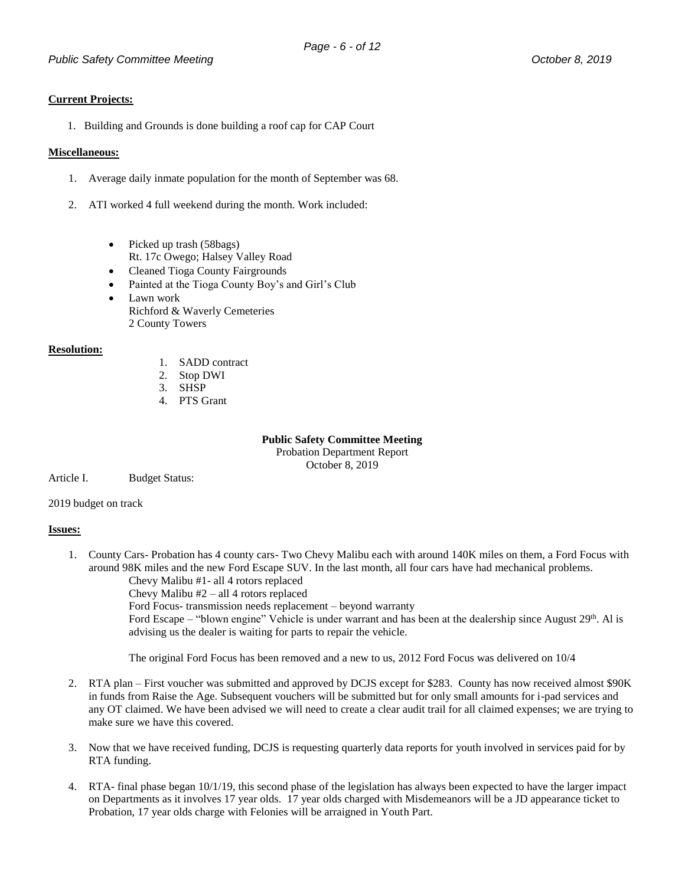**Current Projects:**

1. Building and Grounds is done building a roof cap for CAP Court

**Miscellaneous:**

1. Average daily inmate population for the month of September was 68.

2. ATI worked 4 full weekend during the month. Work included:

   - Picked up trash (58bags)
     Rt. 17c Owego; Halsey Valley Road
   - Cleaned Tioga County Fairgrounds
   - Painted at the Tioga County Boy's and Girl's Club
   - Lawn work
     Richford & Waverly Cemeteries
     2 County Towers

**Resolution:**

1. SADD contract
2. Stop DWI
3. SHSP
4. PTS Grant

**Public Safety Committee Meeting**
Probation Department Report
October 8, 2019

Article I. Budget Status:

2019 budget on track

**Issues:**

1. County Cars- Probation has 4 county cars- Two Chevy Malibu each with around 140K miles on them, a Ford Focus with around 98K miles and the new Ford Escape SUV. In the last month, all four cars have had mechanical problems.
   Chevy Malibu #1- all 4 rotors replaced
   Chevy Malibu #2 – all 4 rotors replaced
   Ford Focus- transmission needs replacement – beyond warranty
   Ford Escape – "blown engine" Vehicle is under warrant and has been at the dealership since August 29th. Al is advising us the dealer is waiting for parts to repair the vehicle.

   The original Ford Focus has been removed and a new to us, 2012 Ford Focus was delivered on 10/4

2. RTA plan – First voucher was submitted and approved by DCJS except for $283. County has now received almost $90K in funds from Raise the Age. Subsequent vouchers will be submitted but for only small amounts for i-pad services and any OT claimed. We have been advised we will need to create a clear audit trail for all claimed expenses; we are trying to make sure we have this covered.

3. Now that we have received funding, DCJS is requesting quarterly data reports for youth involved in services paid for by RTA funding.

4. RTA- final phase began 10/1/19, this second phase of the legislation has always been expected to have the larger impact on Departments as it involves 17 year olds. 17 year olds charged with Misdemeanors will be a JD appearance ticket to Probation, 17 year olds charge with Felonies will be arraigned in Youth Part.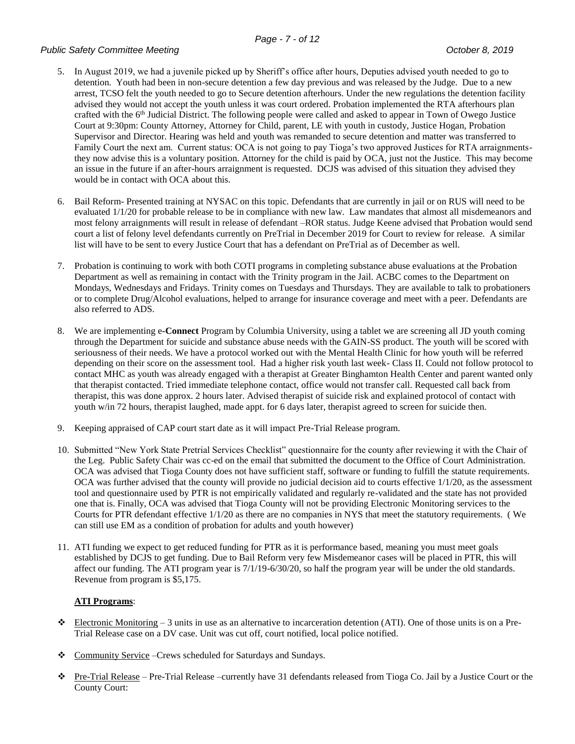5. In August 2019, we had a juvenile picked up by Sheriff's office after hours, Deputies advised youth needed to go to detention. Youth had been in non-secure detention a few day previous and was released by the Judge. Due to a new arrest, TCSO felt the youth needed to go to Secure detention afterhours. Under the new regulations the detention facility advised they would not accept the youth unless it was court ordered. Probation implemented the RTA afterhours plan crafted with the 6th Judicial District. The following people were called and asked to appear in Town of Owego Justice Court at 9:30pm: County Attorney, Attorney for Child, parent, LE with youth in custody, Justice Hogan, Probation Supervisor and Director. Hearing was held and youth was remanded to secure detention and matter was transferred to Family Court the next am. Current status: OCA is not going to pay Tioga's two approved Justices for RTA arraignments- they now advise this is a voluntary position. Attorney for the child is paid by OCA, just not the Justice. This may become an issue in the future if an after-hours arraignment is requested. DCJS was advised of this situation they advised they would be in contact with OCA about this.

6. Bail Reform- Presented training at NYSAC on this topic. Defendants that are currently in jail or on RUS will need to be evaluated 1/1/20 for probable release to be in compliance with new law. Law mandates that almost all misdemeanors and most felony arraignments will result in release of defendant –ROR status. Judge Keene advised that Probation would send court a list of felony level defendants currently on PreTrial in December 2019 for Court to review for release. A similar list will have to be sent to every Justice Court that has a defendant on PreTrial as of December as well.

7. Probation is continuing to work with both COTI programs in completing substance abuse evaluations at the Probation Department as well as remaining in contact with the Trinity program in the Jail. ACBC comes to the Department on Mondays, Wednesdays and Fridays. Trinity comes on Tuesdays and Thursdays. They are available to talk to probationers or to complete Drug/Alcohol evaluations, helped to arrange for insurance coverage and meet with a peer. Defendants are also referred to ADS.

8. We are implementing e**-Connect** Program by Columbia University, using a tablet we are screening all JD youth coming through the Department for suicide and substance abuse needs with the GAIN-SS product. The youth will be scored with seriousness of their needs. We have a protocol worked out with the Mental Health Clinic for how youth will be referred depending on their score on the assessment tool. Had a higher risk youth last week- Class II. Could not follow protocol to contact MHC as youth was already engaged with a therapist at Greater Binghamton Health Center and parent wanted only that therapist contacted. Tried immediate telephone contact, office would not transfer call. Requested call back from therapist, this was done approx. 2 hours later. Advised therapist of suicide risk and explained protocol of contact with youth w/in 72 hours, therapist laughed, made appt. for 6 days later, therapist agreed to screen for suicide then.

9. Keeping appraised of CAP court start date as it will impact Pre-Trial Release program.

10. Submitted "New York State Pretrial Services Checklist" questionnaire for the county after reviewing it with the Chair of the Leg. Public Safety Chair was cc-ed on the email that submitted the document to the Office of Court Administration. OCA was advised that Tioga County does not have sufficient staff, software or funding to fulfill the statute requirements. OCA was further advised that the county will provide no judicial decision aid to courts effective 1/1/20, as the assessment tool and questionnaire used by PTR is not empirically validated and regularly re-validated and the state has not provided one that is. Finally, OCA was advised that Tioga County will not be providing Electronic Monitoring services to the Courts for PTR defendant effective 1/1/20 as there are no companies in NYS that meet the statutory requirements. ( We can still use EM as a condition of probation for adults and youth however)

11. ATI funding we expect to get reduced funding for PTR as it is performance based, meaning you must meet goals established by DCJS to get funding. Due to Bail Reform very few Misdemeanor cases will be placed in PTR, this will affect our funding. The ATI program year is 7/1/19-6/30/20, so half the program year will be under the old standards. Revenue from program is $5,175.

**ATI Programs**:

- Electronic Monitoring – 3 units in use as an alternative to incarceration detention (ATI). One of those units is on a Pre-Trial Release case on a DV case. Unit was cut off, court notified, local police notified.

- Community Service –Crews scheduled for Saturdays and Sundays.

- Pre-Trial Release – Pre-Trial Release –currently have 31 defendants released from Tioga Co. Jail by a Justice Court or the County Court: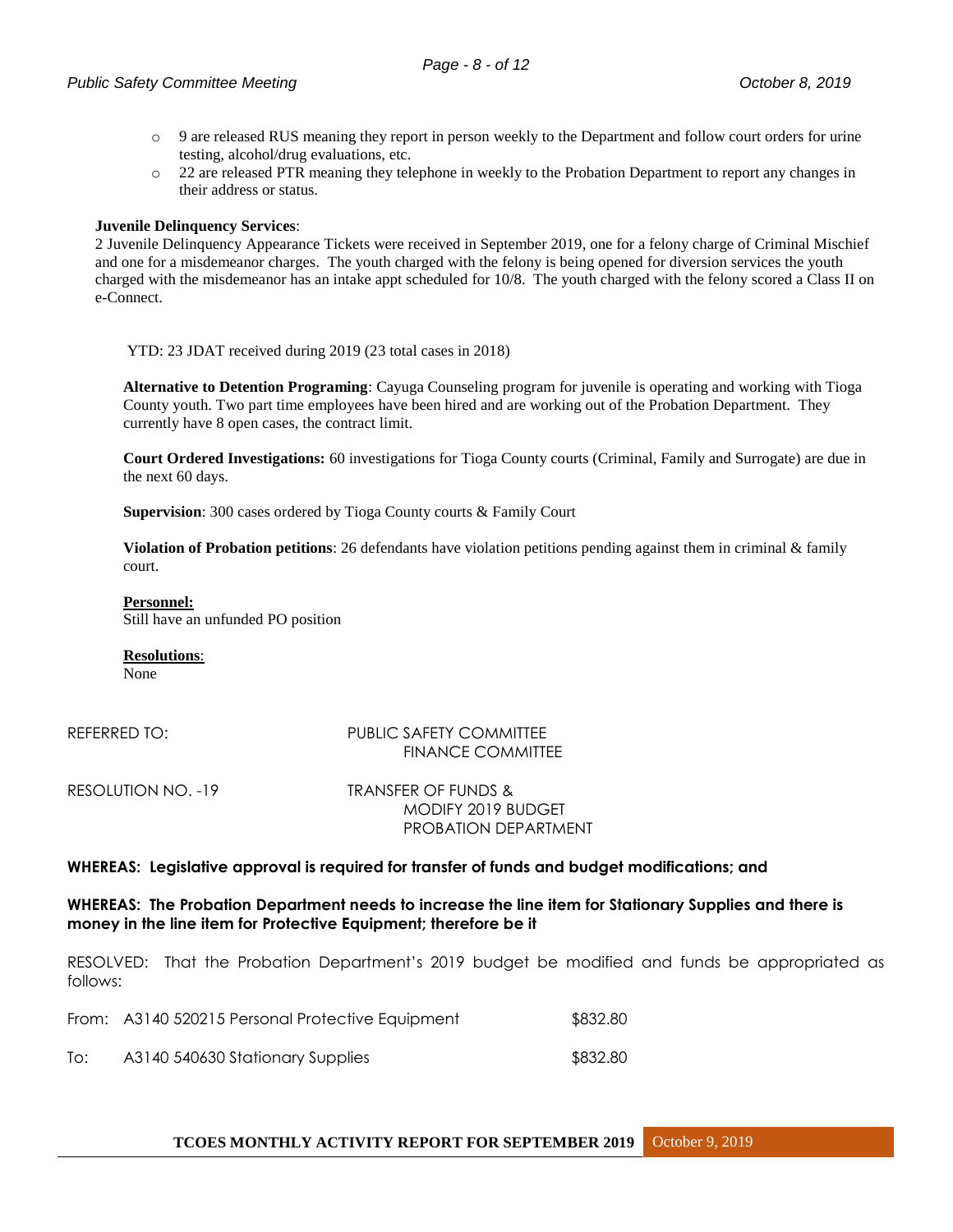- 9 are released RUS meaning they report in person weekly to the Department and follow court orders for urine testing, alcohol/drug evaluations, etc.
- 22 are released PTR meaning they telephone in weekly to the Probation Department to report any changes in their address or status.

**Juvenile Delinquency Services**:
2 Juvenile Delinquency Appearance Tickets were received in September 2019, one for a felony charge of Criminal Mischief and one for a misdemeanor charges. The youth charged with the felony is being opened for diversion services the youth charged with the misdemeanor has an intake appt scheduled for 10/8. The youth charged with the felony scored a Class II on e-Connect.

YTD: 23 JDAT received during 2019 (23 total cases in 2018)

**Alternative to Detention Programing**: Cayuga Counseling program for juvenile is operating and working with Tioga County youth. Two part time employees have been hired and are working out of the Probation Department. They currently have 8 open cases, the contract limit.

**Court Ordered Investigations:** 60 investigations for Tioga County courts (Criminal, Family and Surrogate) are due in the next 60 days.

**Supervision**: 300 cases ordered by Tioga County courts & Family Court

**Violation of Probation petitions**: 26 defendants have violation petitions pending against them in criminal & family court.

**Personnel:**
Still have an unfunded PO position

**Resolutions**:
None

REFERRED TO: PUBLIC SAFETY COMMITTEE
FINANCE COMMITTEE

RESOLUTION NO. -19 TRANSFER OF FUNDS &
MODIFY 2019 BUDGET
PROBATION DEPARTMENT

**WHEREAS: Legislative approval is required for transfer of funds and budget modifications; and**

**WHEREAS: The Probation Department needs to increase the line item for Stationary Supplies and there is money in the line item for Protective Equipment; therefore be it**

RESOLVED: That the Probation Department's 2019 budget be modified and funds be appropriated as follows:

From: A3140 520215 Personal Protective Equipment $832.80

To: A3140 540630 Stationary Supplies $832.80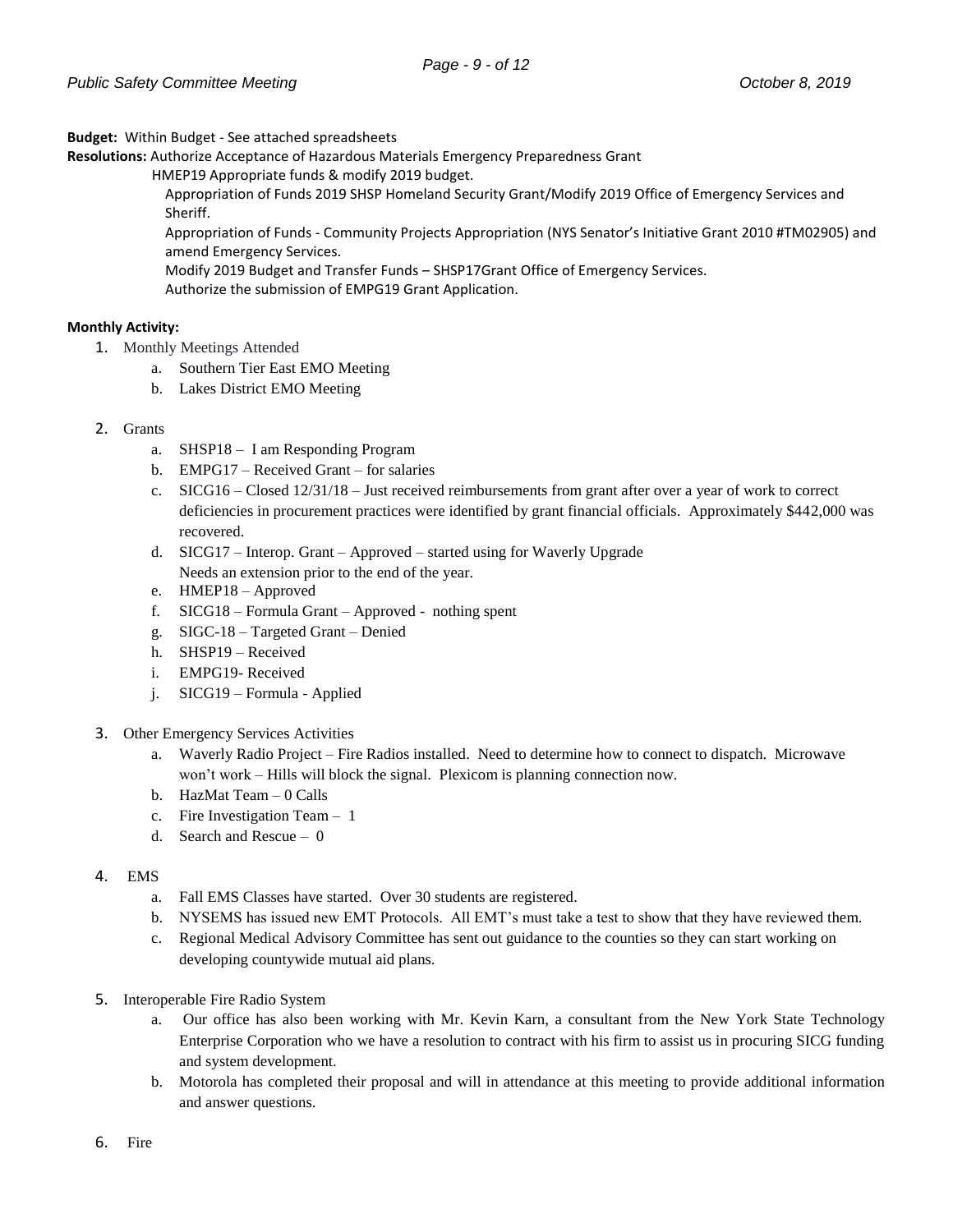**Budget:** Within Budget - See attached spreadsheets

**Resolutions:** Authorize Acceptance of Hazardous Materials Emergency Preparedness Grant

HMEP19 Appropriate funds & modify 2019 budget.

Appropriation of Funds 2019 SHSP Homeland Security Grant/Modify 2019 Office of Emergency Services and Sheriff.

Appropriation of Funds - Community Projects Appropriation (NYS Senator's Initiative Grant 2010 #TM02905) and amend Emergency Services.

Modify 2019 Budget and Transfer Funds – SHSP17Grant Office of Emergency Services.

Authorize the submission of EMPG19 Grant Application.

**Monthly Activity:**

1. Monthly Meetings Attended
    a. Southern Tier East EMO Meeting
    b. Lakes District EMO Meeting

2. Grants
    a. SHSP18 – I am Responding Program
    b. EMPG17 – Received Grant – for salaries
    c. SICG16 – Closed 12/31/18 – Just received reimbursements from grant after over a year of work to correct deficiencies in procurement practices were identified by grant financial officials. Approximately $442,000 was recovered.
    d. SICG17 – Interop. Grant – Approved – started using for Waverly Upgrade
       Needs an extension prior to the end of the year.
    e. HMEP18 – Approved
    f. SICG18 – Formula Grant – Approved - nothing spent
    g. SIGC-18 – Targeted Grant – Denied
    h. SHSP19 – Received
    i. EMPG19- Received
    j. SICG19 – Formula - Applied

3. Other Emergency Services Activities
    a. Waverly Radio Project – Fire Radios installed. Need to determine how to connect to dispatch. Microwave won't work – Hills will block the signal. Plexicom is planning connection now.
    b. HazMat Team – 0 Calls
    c. Fire Investigation Team – 1
    d. Search and Rescue – 0

4. EMS
    a. Fall EMS Classes have started. Over 30 students are registered.
    b. NYSEMS has issued new EMT Protocols. All EMT's must take a test to show that they have reviewed them.
    c. Regional Medical Advisory Committee has sent out guidance to the counties so they can start working on developing countywide mutual aid plans.

5. Interoperable Fire Radio System
    a. Our office has also been working with Mr. Kevin Karn, a consultant from the New York State Technology Enterprise Corporation who we have a resolution to contract with his firm to assist us in procuring SICG funding and system development.
    b. Motorola has completed their proposal and will in attendance at this meeting to provide additional information and answer questions.

6. Fire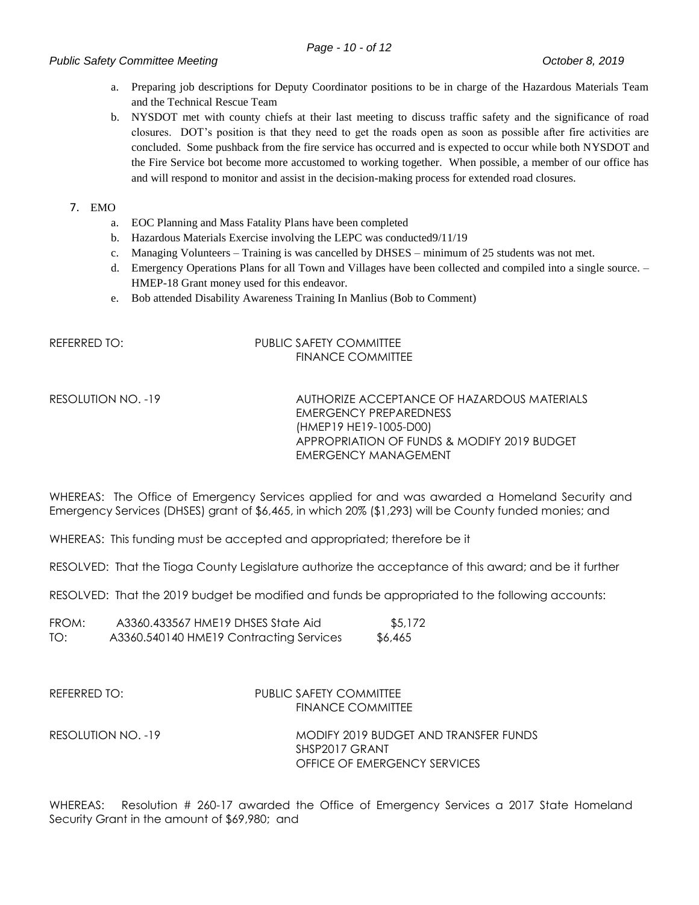a. Preparing job descriptions for Deputy Coordinator positions to be in charge of the Hazardous Materials Team and the Technical Rescue Team
b. NYSDOT met with county chiefs at their last meeting to discuss traffic safety and the significance of road closures. DOT's position is that they need to get the roads open as soon as possible after fire activities are concluded. Some pushback from the fire service has occurred and is expected to occur while both NYSDOT and the Fire Service bot become more accustomed to working together. When possible, a member of our office has and will respond to monitor and assist in the decision-making process for extended road closures.

7. EMO
   a. EOC Planning and Mass Fatality Plans have been completed
   b. Hazardous Materials Exercise involving the LEPC was conducted9/11/19
   c. Managing Volunteers – Training is was cancelled by DHSES – minimum of 25 students was not met.
   d. Emergency Operations Plans for all Town and Villages have been collected and compiled into a single source. – HMEP-18 Grant money used for this endeavor.
   e. Bob attended Disability Awareness Training In Manlius (Bob to Comment)

REFERRED TO: PUBLIC SAFETY COMMITTEE
FINANCE COMMITTEE

RESOLUTION NO. -19 AUTHORIZE ACCEPTANCE OF HAZARDOUS MATERIALS EMERGENCY PREPAREDNESS
(HMEP19 HE19-1005-D00)
APPROPRIATION OF FUNDS & MODIFY 2019 BUDGET
EMERGENCY MANAGEMENT

WHEREAS: The Office of Emergency Services applied for and was awarded a Homeland Security and Emergency Services (DHSES) grant of $6,465, in which 20% ($1,293) will be County funded monies; and

WHEREAS: This funding must be accepted and appropriated; therefore be it

RESOLVED: That the Tioga County Legislature authorize the acceptance of this award; and be it further

RESOLVED: That the 2019 budget be modified and funds be appropriated to the following accounts:

FROM: A3360.433567 HME19 DHSES State Aid $5,172
TO: A3360.540140 HME19 Contracting Services $6,465

REFERRED TO: PUBLIC SAFETY COMMITTEE
FINANCE COMMITTEE

RESOLUTION NO. -19 MODIFY 2019 BUDGET AND TRANSFER FUNDS
SHSP2017 GRANT
OFFICE OF EMERGENCY SERVICES

WHEREAS: Resolution # 260-17 awarded the Office of Emergency Services a 2017 State Homeland Security Grant in the amount of $69,980; and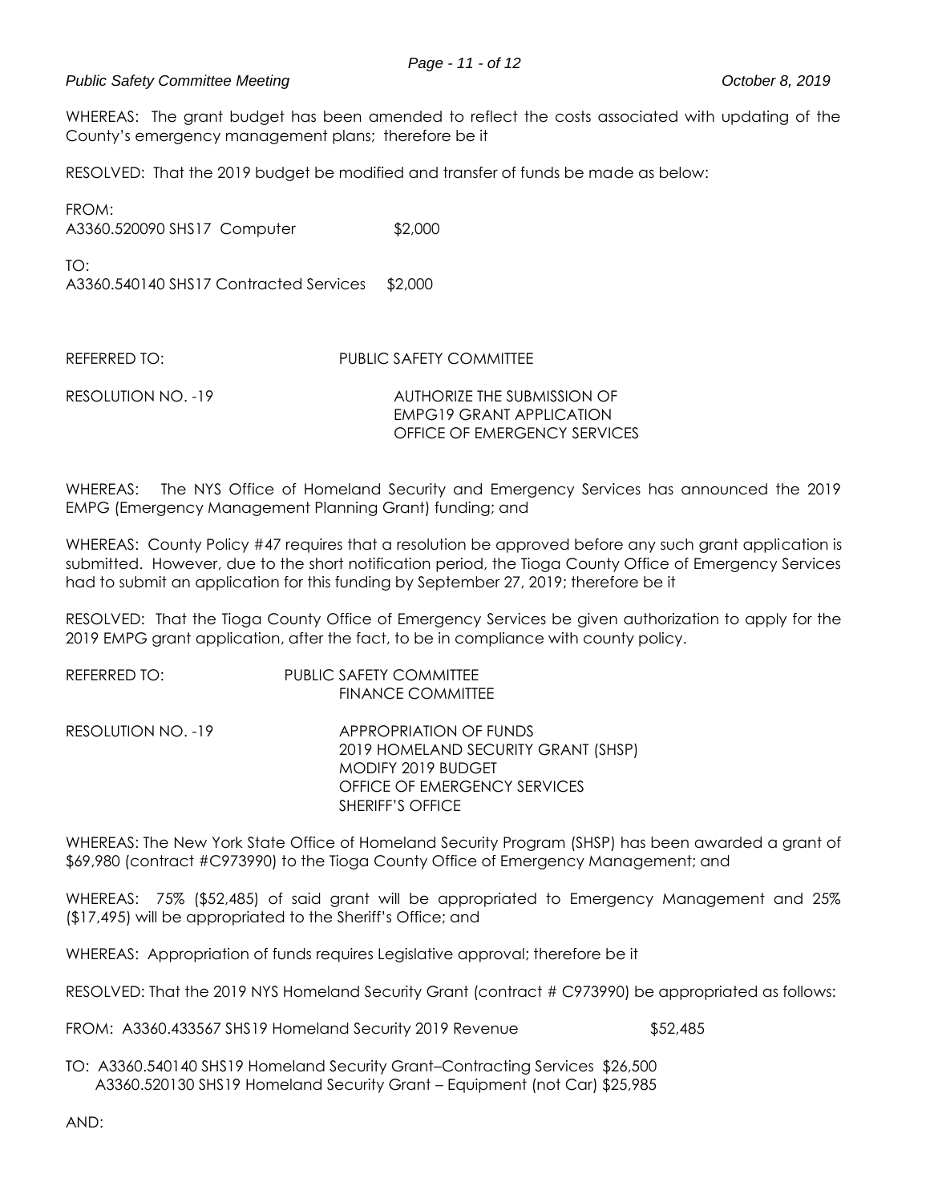WHEREAS: The grant budget has been amended to reflect the costs associated with updating of the County's emergency management plans; therefore be it

RESOLVED: That the 2019 budget be modified and transfer of funds be made as below:

FROM:
A3360.520090 SHS17 Computer $2,000

TO:
A3360.540140 SHS17 Contracted Services $2,000

REFERRED TO: PUBLIC SAFETY COMMITTEE

RESOLUTION NO. -19 AUTHORIZE THE SUBMISSION OF EMPG19 GRANT APPLICATION OFFICE OF EMERGENCY SERVICES

WHEREAS: The NYS Office of Homeland Security and Emergency Services has announced the 2019 EMPG (Emergency Management Planning Grant) funding; and

WHEREAS: County Policy #47 requires that a resolution be approved before any such grant application is submitted. However, due to the short notification period, the Tioga County Office of Emergency Services had to submit an application for this funding by September 27, 2019; therefore be it

RESOLVED: That the Tioga County Office of Emergency Services be given authorization to apply for the 2019 EMPG grant application, after the fact, to be in compliance with county policy.

REFERRED TO: PUBLIC SAFETY COMMITTEE
FINANCE COMMITTEE

RESOLUTION NO. -19 APPROPRIATION OF FUNDS
2019 HOMELAND SECURITY GRANT (SHSP)
MODIFY 2019 BUDGET
OFFICE OF EMERGENCY SERVICES
SHERIFF'S OFFICE

WHEREAS: The New York State Office of Homeland Security Program (SHSP) has been awarded a grant of $69,980 (contract #C973990) to the Tioga County Office of Emergency Management; and

WHEREAS: 75% ($52,485) of said grant will be appropriated to Emergency Management and 25% ($17,495) will be appropriated to the Sheriff's Office; and

WHEREAS: Appropriation of funds requires Legislative approval; therefore be it

RESOLVED: That the 2019 NYS Homeland Security Grant (contract # C973990) be appropriated as follows:

FROM: A3360.433567 SHS19 Homeland Security 2019 Revenue $52,485

TO: A3360.540140 SHS19 Homeland Security Grant–Contracting Services $26,500
A3360.520130 SHS19 Homeland Security Grant – Equipment (not Car) $25,985

AND: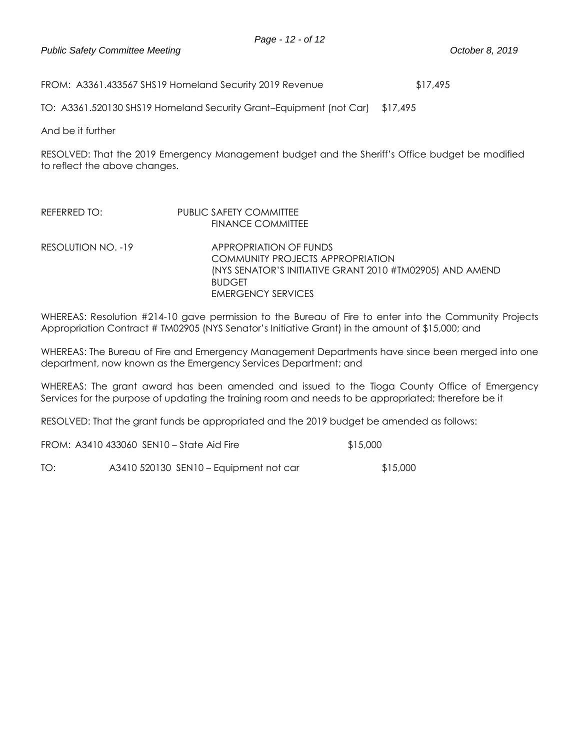FROM: A3361.433567 SHS19 Homeland Security 2019 Revenue $17,495

TO: A3361.520130 SHS19 Homeland Security Grant–Equipment (not Car) $17,495

And be it further

RESOLVED: That the 2019 Emergency Management budget and the Sheriff's Office budget be modified to reflect the above changes.

REFERRED TO: PUBLIC SAFETY COMMITTEE
FINANCE COMMITTEE

RESOLUTION NO. -19 APPROPRIATION OF FUNDS
COMMUNITY PROJECTS APPROPRIATION
(NYS SENATOR'S INITIATIVE GRANT 2010 #TM02905) AND AMEND BUDGET
EMERGENCY SERVICES

WHEREAS: Resolution #214-10 gave permission to the Bureau of Fire to enter into the Community Projects Appropriation Contract # TM02905 (NYS Senator's Initiative Grant) in the amount of $15,000; and

WHEREAS: The Bureau of Fire and Emergency Management Departments have since been merged into one department, now known as the Emergency Services Department; and

WHEREAS: The grant award has been amended and issued to the Tioga County Office of Emergency Services for the purpose of updating the training room and needs to be appropriated; therefore be it

RESOLVED: That the grant funds be appropriated and the 2019 budget be amended as follows:

FROM: A3410 433060 SEN10 – State Aid Fire $15,000

TO: A3410 520130 SEN10 – Equipment not car $15,000